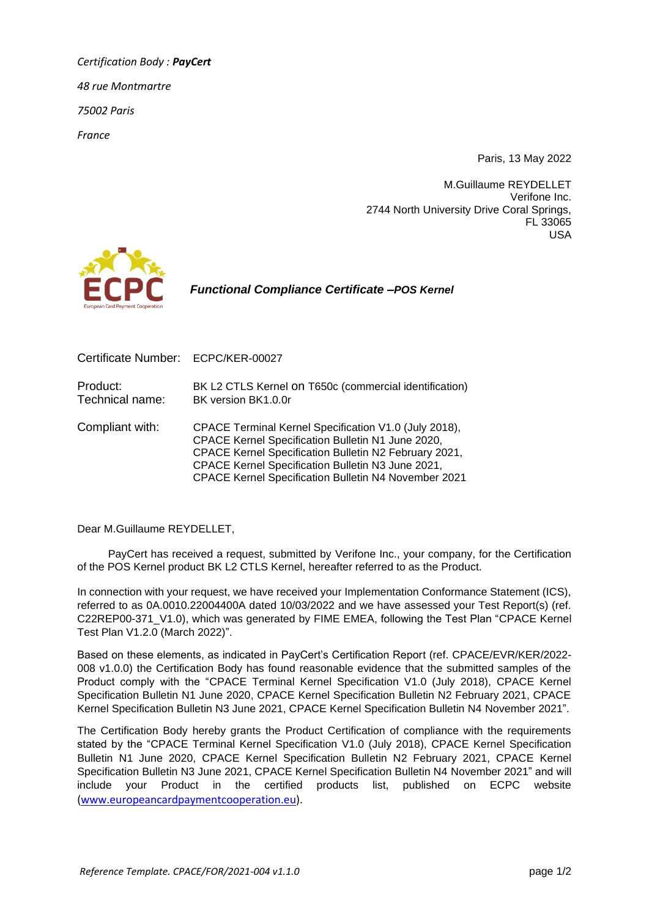*Certification Body : **PayCert***

*48 rue Montmartre*

*75002 Paris*

*France*

Paris, 13 May 2022

M.Guillaume REYDELLET
Verifone Inc.
2744 North University Drive Coral Springs,
FL 33065
USA

ECPC
European Card Payment Cooperation

## ***Functional Compliance Certificate –POS Kernel***

| | |
|---|---|
| Certificate Number: | ECPC/KER-00027 |
| Product: | BK L2 CTLS Kernel on T650c (commercial identification) |
| Technical name: | BK version BK1.0.0r |
| Compliant with: | CPACE Terminal Kernel Specification V1.0 (July 2018), CPACE Kernel Specification Bulletin N1 June 2020, CPACE Kernel Specification Bulletin N2 February 2021, CPACE Kernel Specification Bulletin N3 June 2021, CPACE Kernel Specification Bulletin N4 November 2021 |

Dear M.Guillaume REYDELLET,

PayCert has received a request, submitted by Verifone Inc., your company, for the Certification of the POS Kernel product BK L2 CTLS Kernel, hereafter referred to as the Product.

In connection with your request, we have received your Implementation Conformance Statement (ICS), referred to as 0A.0010.22004400A dated 10/03/2022 and we have assessed your Test Report(s) (ref. C22REP00-371_V1.0), which was generated by FIME EMEA, following the Test Plan "CPACE Kernel Test Plan V1.2.0 (March 2022)".

Based on these elements, as indicated in PayCert's Certification Report (ref. CPACE/EVR/KER/2022-008 v1.0.0) the Certification Body has found reasonable evidence that the submitted samples of the Product comply with the "CPACE Terminal Kernel Specification V1.0 (July 2018), CPACE Kernel Specification Bulletin N1 June 2020, CPACE Kernel Specification Bulletin N2 February 2021, CPACE Kernel Specification Bulletin N3 June 2021, CPACE Kernel Specification Bulletin N4 November 2021".

The Certification Body hereby grants the Product Certification of compliance with the requirements stated by the "CPACE Terminal Kernel Specification V1.0 (July 2018), CPACE Kernel Specification Bulletin N1 June 2020, CPACE Kernel Specification Bulletin N2 February 2021, CPACE Kernel Specification Bulletin N3 June 2021, CPACE Kernel Specification Bulletin N4 November 2021" and will include your Product in the certified products list, published on ECPC website (www.europeancardpaymentcooperation.eu).

*Reference Template. CPACE/FOR/2021-004 v1.1.0*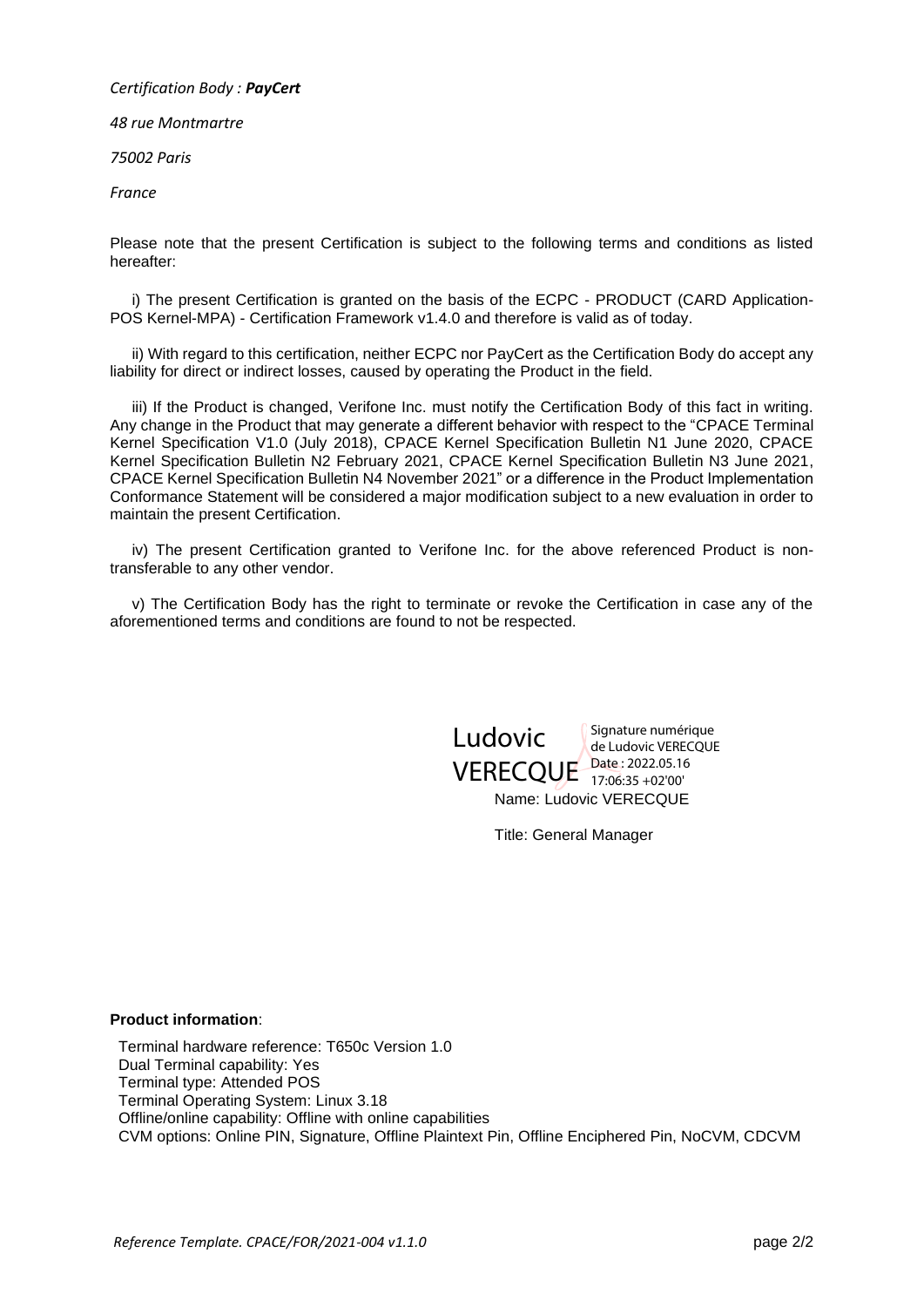*Certification Body : **PayCert***

*48 rue Montmartre*

*75002 Paris*

*France*

Please note that the present Certification is subject to the following terms and conditions as listed hereafter:

i) The present Certification is granted on the basis of the ECPC - PRODUCT (CARD Application-POS Kernel-MPA) - Certification Framework v1.4.0 and therefore is valid as of today.

ii) With regard to this certification, neither ECPC nor PayCert as the Certification Body do accept any liability for direct or indirect losses, caused by operating the Product in the field.

iii) If the Product is changed, Verifone Inc. must notify the Certification Body of this fact in writing. Any change in the Product that may generate a different behavior with respect to the "CPACE Terminal Kernel Specification V1.0 (July 2018), CPACE Kernel Specification Bulletin N1 June 2020, CPACE Kernel Specification Bulletin N2 February 2021, CPACE Kernel Specification Bulletin N3 June 2021, CPACE Kernel Specification Bulletin N4 November 2021" or a difference in the Product Implementation Conformance Statement will be considered a major modification subject to a new evaluation in order to maintain the present Certification.

iv) The present Certification granted to Verifone Inc. for the above referenced Product is non-transferable to any other vendor.

v) The Certification Body has the right to terminate or revoke the Certification in case any of the aforementioned terms and conditions are found to not be respected.

Ludovic VERECQUE

Signature numérique de Ludovic VERECQUE
Date : 2022.05.16 17:06:35 +02'00'

Name: Ludovic VERECQUE

Title: General Manager

**Product information**:

Terminal hardware reference: T650c Version 1.0
Dual Terminal capability: Yes
Terminal type: Attended POS
Terminal Operating System: Linux 3.18
Offline/online capability: Offline with online capabilities
CVM options: Online PIN, Signature, Offline Plaintext Pin, Offline Enciphered Pin, NoCVM, CDCVM

*Reference Template. CPACE/FOR/2021-004 v1.1.0*